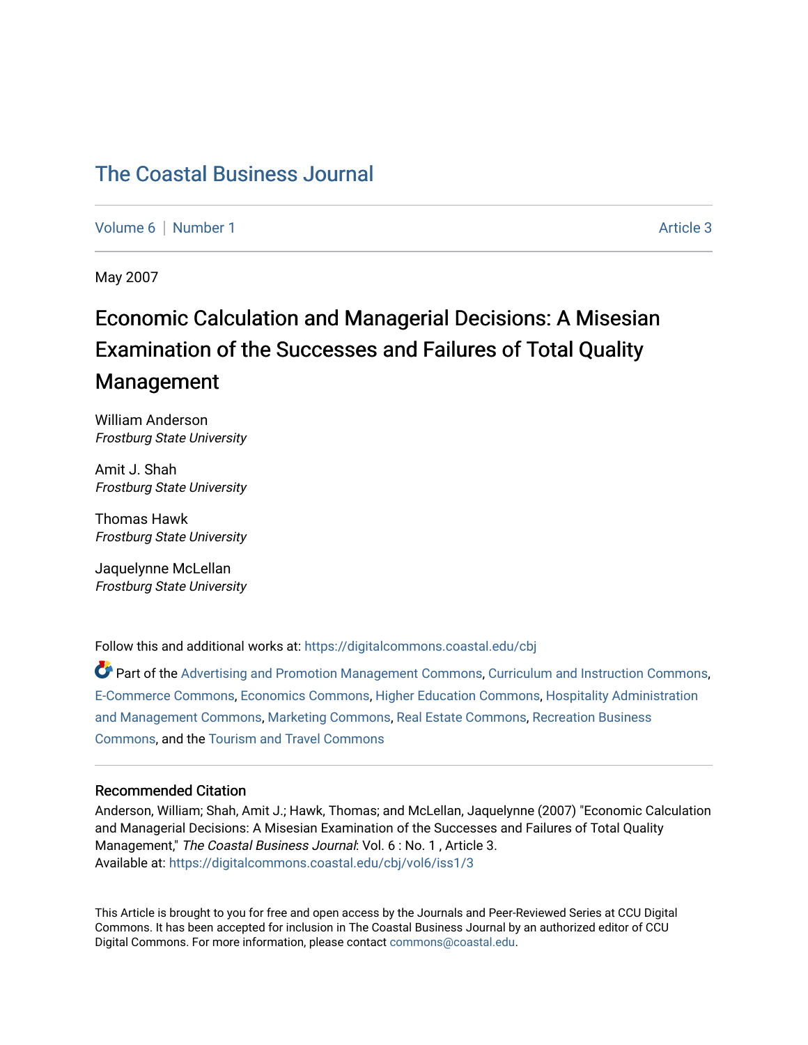# The Coastal Business Journal

Volume 6 | Number 1 Article 3

May 2007

## Economic Calculation and Managerial Decisions: A Misesian Examination of the Successes and Failures of Total Quality Management

William Anderson
*Frostburg State University*

Amit J. Shah
*Frostburg State University*

Thomas Hawk
*Frostburg State University*

Jaquelynne McLellan
*Frostburg State University*

Follow this and additional works at: https://digitalcommons.coastal.edu/cbj

Part of the Advertising and Promotion Management Commons, Curriculum and Instruction Commons, E-Commerce Commons, Economics Commons, Higher Education Commons, Hospitality Administration and Management Commons, Marketing Commons, Real Estate Commons, Recreation Business Commons, and the Tourism and Travel Commons

### Recommended Citation

Anderson, William; Shah, Amit J.; Hawk, Thomas; and McLellan, Jaquelynne (2007) "Economic Calculation and Managerial Decisions: A Misesian Examination of the Successes and Failures of Total Quality Management," *The Coastal Business Journal*: Vol. 6 : No. 1 , Article 3.
Available at: https://digitalcommons.coastal.edu/cbj/vol6/iss1/3

This Article is brought to you for free and open access by the Journals and Peer-Reviewed Series at CCU Digital Commons. It has been accepted for inclusion in The Coastal Business Journal by an authorized editor of CCU Digital Commons. For more information, please contact commons@coastal.edu.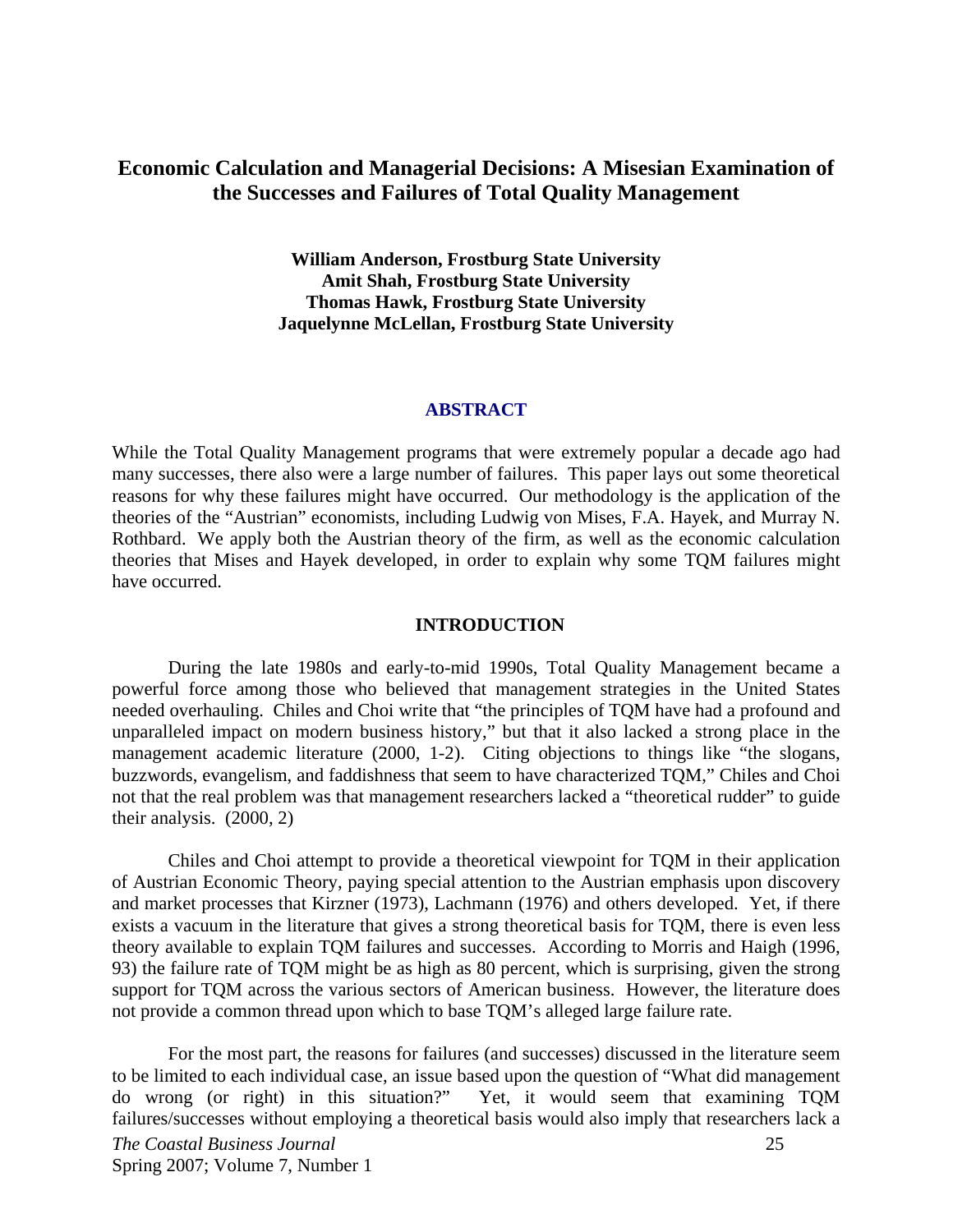# Economic Calculation and Managerial Decisions: A Misesian Examination of the Successes and Failures of Total Quality Management

**William Anderson, Frostburg State University**
**Amit Shah, Frostburg State University**
**Thomas Hawk, Frostburg State University**
**Jaquelynne McLellan, Frostburg State University**

## ABSTRACT

While the Total Quality Management programs that were extremely popular a decade ago had many successes, there also were a large number of failures. This paper lays out some theoretical reasons for why these failures might have occurred. Our methodology is the application of the theories of the "Austrian" economists, including Ludwig von Mises, F.A. Hayek, and Murray N. Rothbard. We apply both the Austrian theory of the firm, as well as the economic calculation theories that Mises and Hayek developed, in order to explain why some TQM failures might have occurred.

## INTRODUCTION

During the late 1980s and early-to-mid 1990s, Total Quality Management became a powerful force among those who believed that management strategies in the United States needed overhauling. Chiles and Choi write that "the principles of TQM have had a profound and unparalleled impact on modern business history," but that it also lacked a strong place in the management academic literature (2000, 1-2). Citing objections to things like "the slogans, buzzwords, evangelism, and faddishness that seem to have characterized TQM," Chiles and Choi not that the real problem was that management researchers lacked a "theoretical rudder" to guide their analysis. (2000, 2)

Chiles and Choi attempt to provide a theoretical viewpoint for TQM in their application of Austrian Economic Theory, paying special attention to the Austrian emphasis upon discovery and market processes that Kirzner (1973), Lachmann (1976) and others developed. Yet, if there exists a vacuum in the literature that gives a strong theoretical basis for TQM, there is even less theory available to explain TQM failures and successes. According to Morris and Haigh (1996, 93) the failure rate of TQM might be as high as 80 percent, which is surprising, given the strong support for TQM across the various sectors of American business. However, the literature does not provide a common thread upon which to base TQM's alleged large failure rate.

For the most part, the reasons for failures (and successes) discussed in the literature seem to be limited to each individual case, an issue based upon the question of "What did management do wrong (or right) in this situation?" Yet, it would seem that examining TQM failures/successes without employing a theoretical basis would also imply that researchers lack a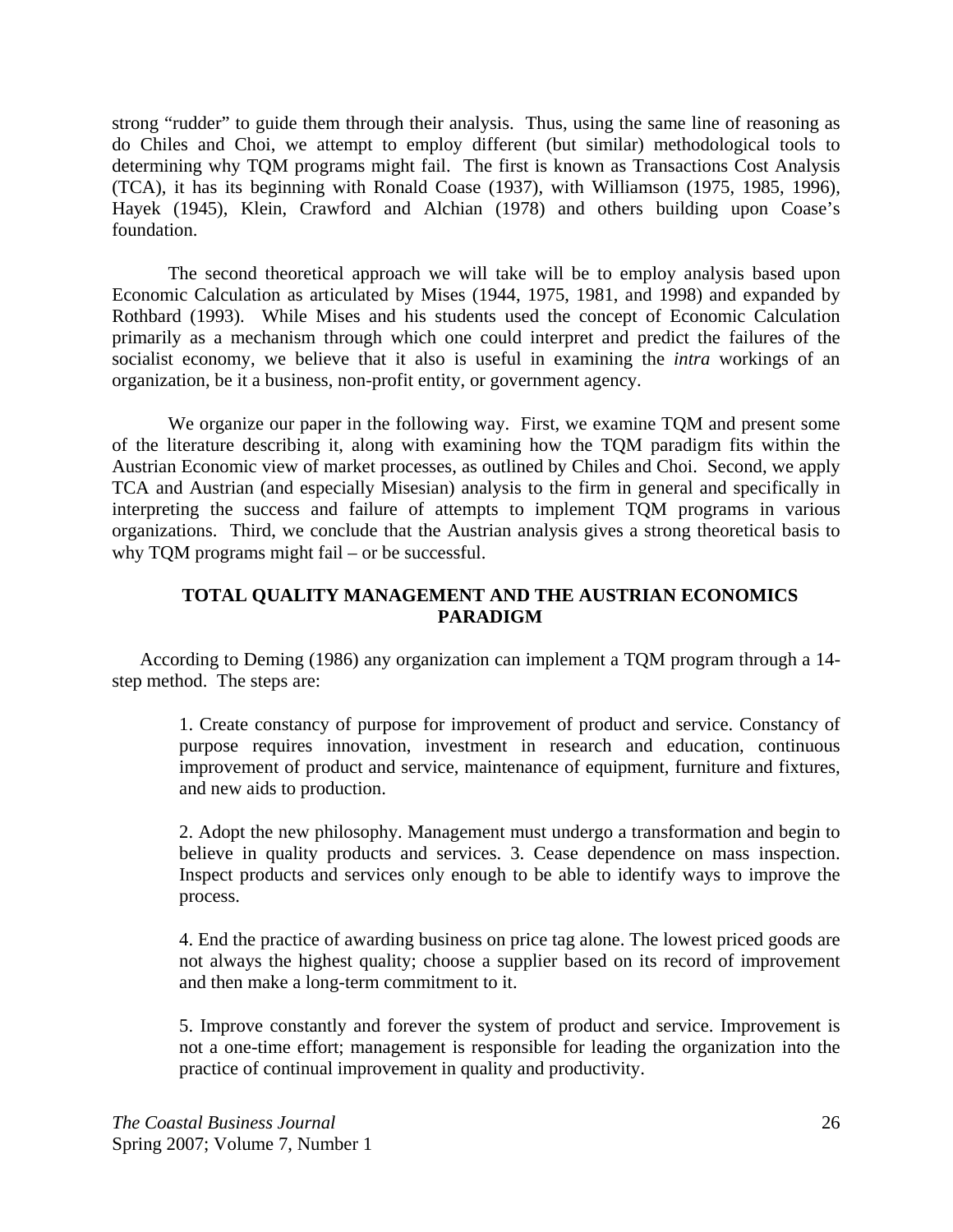strong "rudder" to guide them through their analysis. Thus, using the same line of reasoning as do Chiles and Choi, we attempt to employ different (but similar) methodological tools to determining why TQM programs might fail. The first is known as Transactions Cost Analysis (TCA), it has its beginning with Ronald Coase (1937), with Williamson (1975, 1985, 1996), Hayek (1945), Klein, Crawford and Alchian (1978) and others building upon Coase's foundation.

The second theoretical approach we will take will be to employ analysis based upon Economic Calculation as articulated by Mises (1944, 1975, 1981, and 1998) and expanded by Rothbard (1993). While Mises and his students used the concept of Economic Calculation primarily as a mechanism through which one could interpret and predict the failures of the socialist economy, we believe that it also is useful in examining the *intra* workings of an organization, be it a business, non-profit entity, or government agency.

We organize our paper in the following way. First, we examine TQM and present some of the literature describing it, along with examining how the TQM paradigm fits within the Austrian Economic view of market processes, as outlined by Chiles and Choi. Second, we apply TCA and Austrian (and especially Misesian) analysis to the firm in general and specifically in interpreting the success and failure of attempts to implement TQM programs in various organizations. Third, we conclude that the Austrian analysis gives a strong theoretical basis to why TQM programs might fail – or be successful.

## TOTAL QUALITY MANAGEMENT AND THE AUSTRIAN ECONOMICS PARADIGM

According to Deming (1986) any organization can implement a TQM program through a 14-step method. The steps are:

> 1. Create constancy of purpose for improvement of product and service. Constancy of purpose requires innovation, investment in research and education, continuous improvement of product and service, maintenance of equipment, furniture and fixtures, and new aids to production.
>
> 2. Adopt the new philosophy. Management must undergo a transformation and begin to believe in quality products and services. 3. Cease dependence on mass inspection. Inspect products and services only enough to be able to identify ways to improve the process.
>
> 4. End the practice of awarding business on price tag alone. The lowest priced goods are not always the highest quality; choose a supplier based on its record of improvement and then make a long-term commitment to it.
>
> 5. Improve constantly and forever the system of product and service. Improvement is not a one-time effort; management is responsible for leading the organization into the practice of continual improvement in quality and productivity.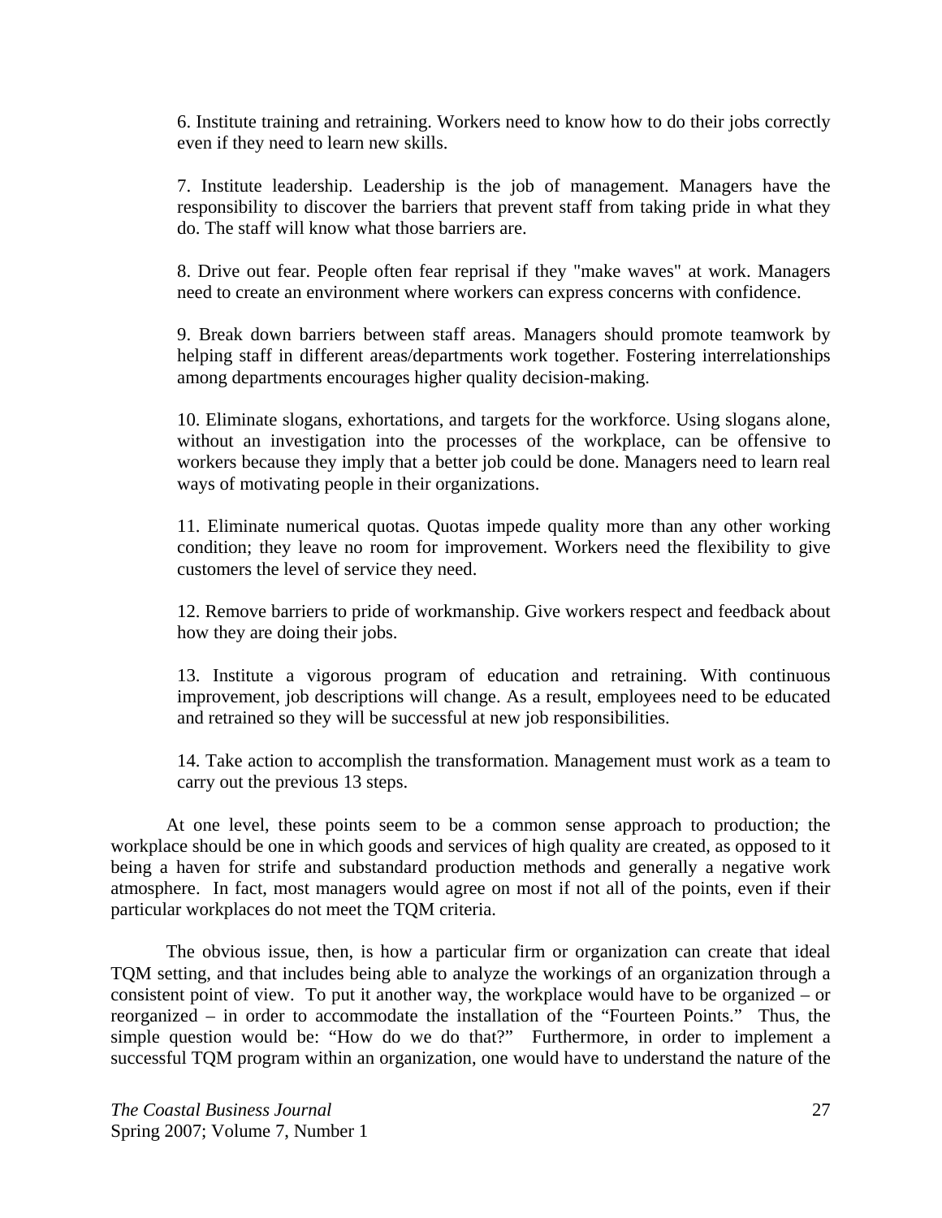6. Institute training and retraining. Workers need to know how to do their jobs correctly even if they need to learn new skills.

7. Institute leadership. Leadership is the job of management. Managers have the responsibility to discover the barriers that prevent staff from taking pride in what they do. The staff will know what those barriers are.

8. Drive out fear. People often fear reprisal if they "make waves" at work. Managers need to create an environment where workers can express concerns with confidence.

9. Break down barriers between staff areas. Managers should promote teamwork by helping staff in different areas/departments work together. Fostering interrelationships among departments encourages higher quality decision-making.

10. Eliminate slogans, exhortations, and targets for the workforce. Using slogans alone, without an investigation into the processes of the workplace, can be offensive to workers because they imply that a better job could be done. Managers need to learn real ways of motivating people in their organizations.

11. Eliminate numerical quotas. Quotas impede quality more than any other working condition; they leave no room for improvement. Workers need the flexibility to give customers the level of service they need.

12. Remove barriers to pride of workmanship. Give workers respect and feedback about how they are doing their jobs.

13. Institute a vigorous program of education and retraining. With continuous improvement, job descriptions will change. As a result, employees need to be educated and retrained so they will be successful at new job responsibilities.

14. Take action to accomplish the transformation. Management must work as a team to carry out the previous 13 steps.

At one level, these points seem to be a common sense approach to production; the workplace should be one in which goods and services of high quality are created, as opposed to it being a haven for strife and substandard production methods and generally a negative work atmosphere. In fact, most managers would agree on most if not all of the points, even if their particular workplaces do not meet the TQM criteria.

The obvious issue, then, is how a particular firm or organization can create that ideal TQM setting, and that includes being able to analyze the workings of an organization through a consistent point of view. To put it another way, the workplace would have to be organized – or reorganized – in order to accommodate the installation of the "Fourteen Points." Thus, the simple question would be: "How do we do that?" Furthermore, in order to implement a successful TQM program within an organization, one would have to understand the nature of the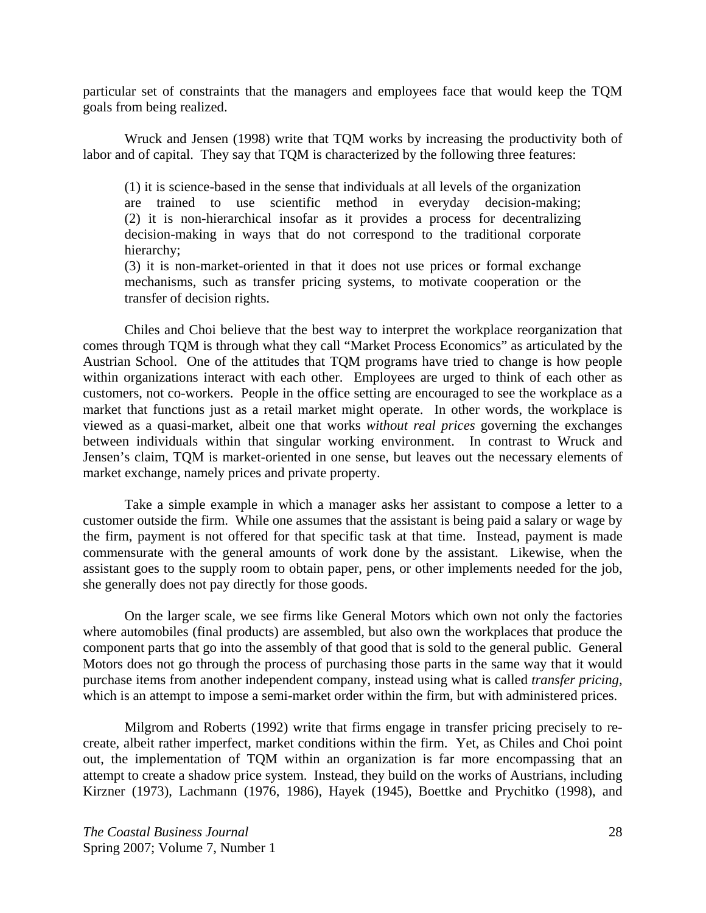particular set of constraints that the managers and employees face that would keep the TQM goals from being realized.

Wruck and Jensen (1998) write that TQM works by increasing the productivity both of labor and of capital. They say that TQM is characterized by the following three features:

> (1) it is science-based in the sense that individuals at all levels of the organization are trained to use scientific method in everyday decision-making;
> (2) it is non-hierarchical insofar as it provides a process for decentralizing decision-making in ways that do not correspond to the traditional corporate hierarchy;
> (3) it is non-market-oriented in that it does not use prices or formal exchange mechanisms, such as transfer pricing systems, to motivate cooperation or the transfer of decision rights.

Chiles and Choi believe that the best way to interpret the workplace reorganization that comes through TQM is through what they call "Market Process Economics" as articulated by the Austrian School. One of the attitudes that TQM programs have tried to change is how people within organizations interact with each other. Employees are urged to think of each other as customers, not co-workers. People in the office setting are encouraged to see the workplace as a market that functions just as a retail market might operate. In other words, the workplace is viewed as a quasi-market, albeit one that works *without real prices* governing the exchanges between individuals within that singular working environment. In contrast to Wruck and Jensen's claim, TQM is market-oriented in one sense, but leaves out the necessary elements of market exchange, namely prices and private property.

Take a simple example in which a manager asks her assistant to compose a letter to a customer outside the firm. While one assumes that the assistant is being paid a salary or wage by the firm, payment is not offered for that specific task at that time. Instead, payment is made commensurate with the general amounts of work done by the assistant. Likewise, when the assistant goes to the supply room to obtain paper, pens, or other implements needed for the job, she generally does not pay directly for those goods.

On the larger scale, we see firms like General Motors which own not only the factories where automobiles (final products) are assembled, but also own the workplaces that produce the component parts that go into the assembly of that good that is sold to the general public. General Motors does not go through the process of purchasing those parts in the same way that it would purchase items from another independent company, instead using what is called *transfer pricing*, which is an attempt to impose a semi-market order within the firm, but with administered prices.

Milgrom and Roberts (1992) write that firms engage in transfer pricing precisely to re-create, albeit rather imperfect, market conditions within the firm. Yet, as Chiles and Choi point out, the implementation of TQM within an organization is far more encompassing that an attempt to create a shadow price system. Instead, they build on the works of Austrians, including Kirzner (1973), Lachmann (1976, 1986), Hayek (1945), Boettke and Prychitko (1998), and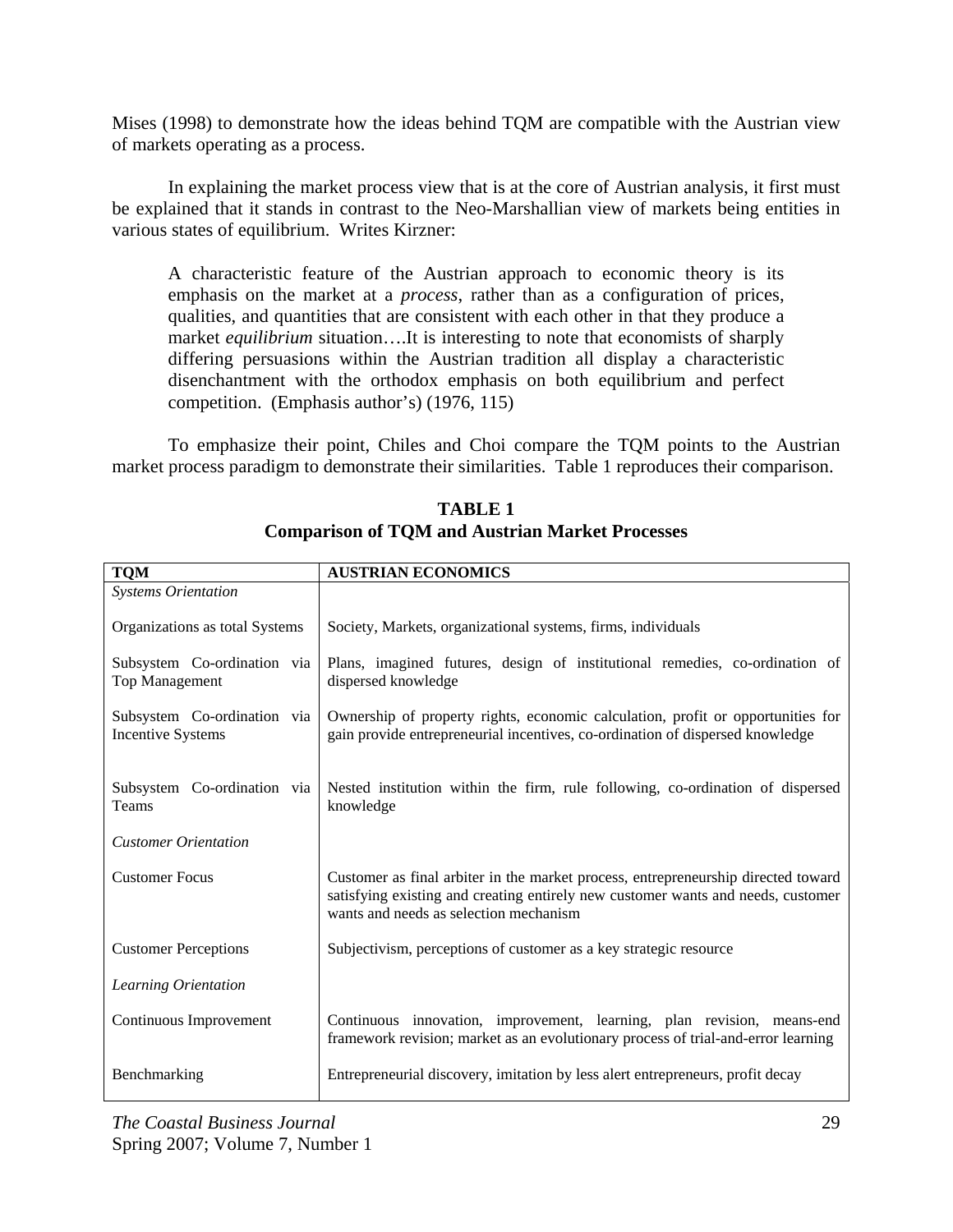Mises (1998) to demonstrate how the ideas behind TQM are compatible with the Austrian view of markets operating as a process.

In explaining the market process view that is at the core of Austrian analysis, it first must be explained that it stands in contrast to the Neo-Marshallian view of markets being entities in various states of equilibrium. Writes Kirzner:

> A characteristic feature of the Austrian approach to economic theory is its emphasis on the market at a *process*, rather than as a configuration of prices, qualities, and quantities that are consistent with each other in that they produce a market *equilibrium* situation….It is interesting to note that economists of sharply differing persuasions within the Austrian tradition all display a characteristic disenchantment with the orthodox emphasis on both equilibrium and perfect competition. (Emphasis author's) (1976, 115)

To emphasize their point, Chiles and Choi compare the TQM points to the Austrian market process paradigm to demonstrate their similarities. Table 1 reproduces their comparison.

**TABLE 1**
**Comparison of TQM and Austrian Market Processes**

| TQM | AUSTRIAN ECONOMICS |
|---|---|
| *Systems Orientation* | |
| Organizations as total Systems | Society, Markets, organizational systems, firms, individuals |
| Subsystem Co-ordination via Top Management | Plans, imagined futures, design of institutional remedies, co-ordination of dispersed knowledge |
| Subsystem Co-ordination via Incentive Systems | Ownership of property rights, economic calculation, profit or opportunities for gain provide entrepreneurial incentives, co-ordination of dispersed knowledge |
| Subsystem Co-ordination via Teams | Nested institution within the firm, rule following, co-ordination of dispersed knowledge |
| *Customer Orientation* | |
| Customer Focus | Customer as final arbiter in the market process, entrepreneurship directed toward satisfying existing and creating entirely new customer wants and needs, customer wants and needs as selection mechanism |
| Customer Perceptions | Subjectivism, perceptions of customer as a key strategic resource |
| *Learning Orientation* | |
| Continuous Improvement | Continuous innovation, improvement, learning, plan revision, means-end framework revision; market as an evolutionary process of trial-and-error learning |
| Benchmarking | Entrepreneurial discovery, imitation by less alert entrepreneurs, profit decay |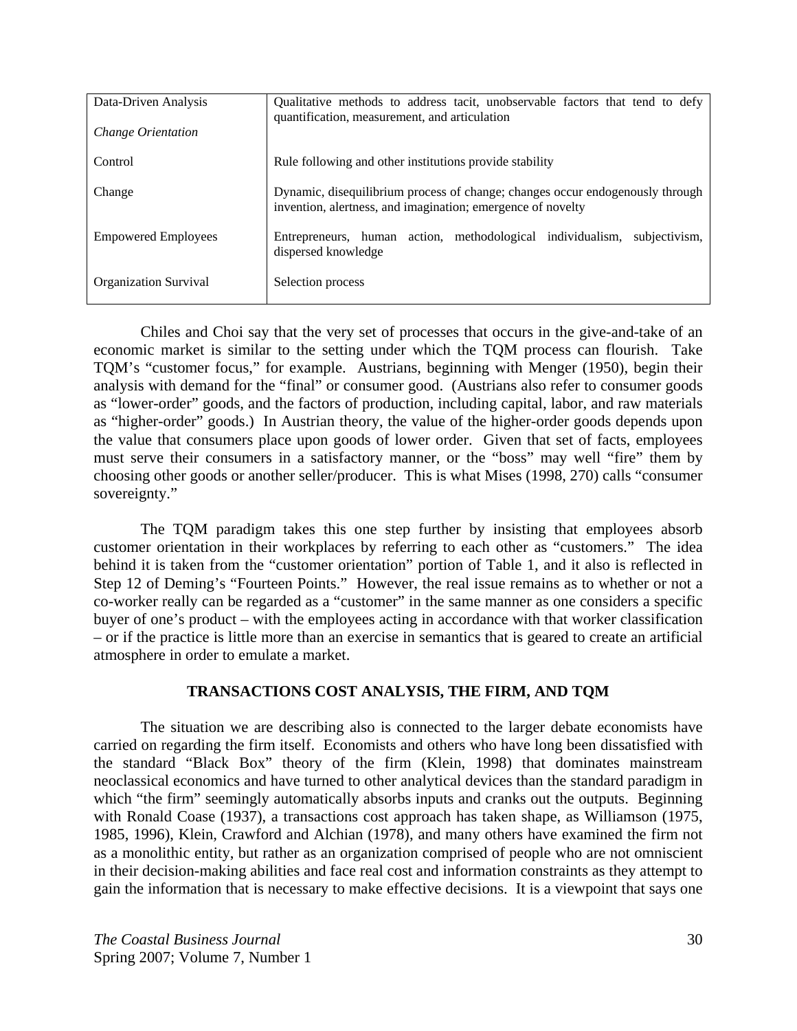| | |
|---|---|
| Data-Driven Analysis | Qualitative methods to address tacit, unobservable factors that tend to defy quantification, measurement, and articulation |
| *Change Orientation* | |
| Control | Rule following and other institutions provide stability |
| Change | Dynamic, disequilibrium process of change; changes occur endogenously through invention, alertness, and imagination; emergence of novelty |
| Empowered Employees | Entrepreneurs, human action, methodological individualism, subjectivism, dispersed knowledge |
| Organization Survival | Selection process |

Chiles and Choi say that the very set of processes that occurs in the give-and-take of an economic market is similar to the setting under which the TQM process can flourish. Take TQM's "customer focus," for example. Austrians, beginning with Menger (1950), begin their analysis with demand for the "final" or consumer good. (Austrians also refer to consumer goods as "lower-order" goods, and the factors of production, including capital, labor, and raw materials as "higher-order" goods.) In Austrian theory, the value of the higher-order goods depends upon the value that consumers place upon goods of lower order. Given that set of facts, employees must serve their consumers in a satisfactory manner, or the "boss" may well "fire" them by choosing other goods or another seller/producer. This is what Mises (1998, 270) calls "consumer sovereignty."

The TQM paradigm takes this one step further by insisting that employees absorb customer orientation in their workplaces by referring to each other as "customers." The idea behind it is taken from the "customer orientation" portion of Table 1, and it also is reflected in Step 12 of Deming's "Fourteen Points." However, the real issue remains as to whether or not a co-worker really can be regarded as a "customer" in the same manner as one considers a specific buyer of one's product – with the employees acting in accordance with that worker classification – or if the practice is little more than an exercise in semantics that is geared to create an artificial atmosphere in order to emulate a market.

## TRANSACTIONS COST ANALYSIS, THE FIRM, AND TQM

The situation we are describing also is connected to the larger debate economists have carried on regarding the firm itself. Economists and others who have long been dissatisfied with the standard "Black Box" theory of the firm (Klein, 1998) that dominates mainstream neoclassical economics and have turned to other analytical devices than the standard paradigm in which "the firm" seemingly automatically absorbs inputs and cranks out the outputs. Beginning with Ronald Coase (1937), a transactions cost approach has taken shape, as Williamson (1975, 1985, 1996), Klein, Crawford and Alchian (1978), and many others have examined the firm not as a monolithic entity, but rather as an organization comprised of people who are not omniscient in their decision-making abilities and face real cost and information constraints as they attempt to gain the information that is necessary to make effective decisions. It is a viewpoint that says one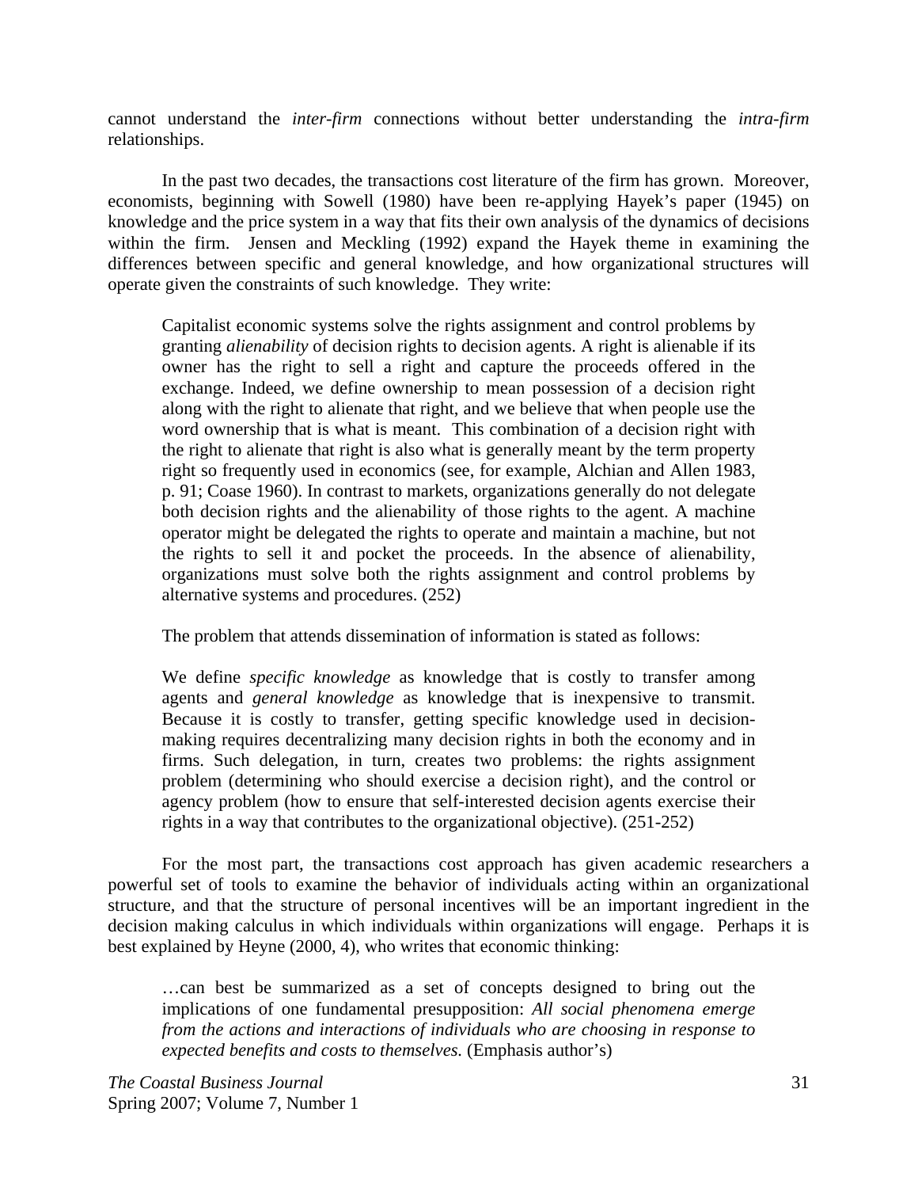cannot understand the *inter-firm* connections without better understanding the *intra-firm* relationships.

In the past two decades, the transactions cost literature of the firm has grown. Moreover, economists, beginning with Sowell (1980) have been re-applying Hayek's paper (1945) on knowledge and the price system in a way that fits their own analysis of the dynamics of decisions within the firm. Jensen and Meckling (1992) expand the Hayek theme in examining the differences between specific and general knowledge, and how organizational structures will operate given the constraints of such knowledge. They write:

> Capitalist economic systems solve the rights assignment and control problems by granting *alienability* of decision rights to decision agents. A right is alienable if its owner has the right to sell a right and capture the proceeds offered in the exchange. Indeed, we define ownership to mean possession of a decision right along with the right to alienate that right, and we believe that when people use the word ownership that is what is meant. This combination of a decision right with the right to alienate that right is also what is generally meant by the term property right so frequently used in economics (see, for example, Alchian and Allen 1983, p. 91; Coase 1960). In contrast to markets, organizations generally do not delegate both decision rights and the alienability of those rights to the agent. A machine operator might be delegated the rights to operate and maintain a machine, but not the rights to sell it and pocket the proceeds. In the absence of alienability, organizations must solve both the rights assignment and control problems by alternative systems and procedures. (252)

The problem that attends dissemination of information is stated as follows:

> We define *specific knowledge* as knowledge that is costly to transfer among agents and *general knowledge* as knowledge that is inexpensive to transmit. Because it is costly to transfer, getting specific knowledge used in decision-making requires decentralizing many decision rights in both the economy and in firms. Such delegation, in turn, creates two problems: the rights assignment problem (determining who should exercise a decision right), and the control or agency problem (how to ensure that self-interested decision agents exercise their rights in a way that contributes to the organizational objective). (251-252)

For the most part, the transactions cost approach has given academic researchers a powerful set of tools to examine the behavior of individuals acting within an organizational structure, and that the structure of personal incentives will be an important ingredient in the decision making calculus in which individuals within organizations will engage. Perhaps it is best explained by Heyne (2000, 4), who writes that economic thinking:

> …can best be summarized as a set of concepts designed to bring out the implications of one fundamental presupposition: *All social phenomena emerge from the actions and interactions of individuals who are choosing in response to expected benefits and costs to themselves.* (Emphasis author's)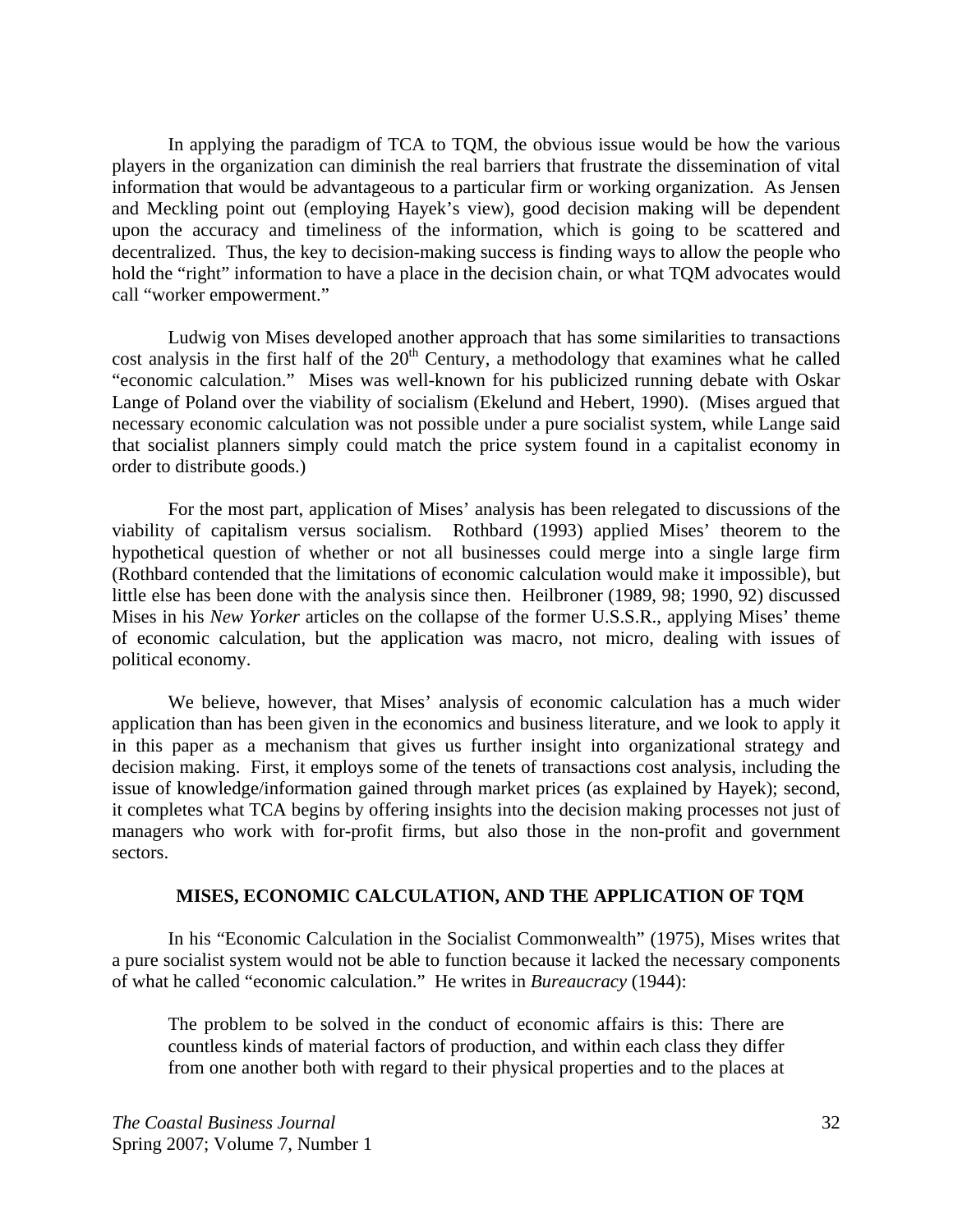In applying the paradigm of TCA to TQM, the obvious issue would be how the various players in the organization can diminish the real barriers that frustrate the dissemination of vital information that would be advantageous to a particular firm or working organization. As Jensen and Meckling point out (employing Hayek's view), good decision making will be dependent upon the accuracy and timeliness of the information, which is going to be scattered and decentralized. Thus, the key to decision-making success is finding ways to allow the people who hold the "right" information to have a place in the decision chain, or what TQM advocates would call "worker empowerment."

Ludwig von Mises developed another approach that has some similarities to transactions cost analysis in the first half of the 20th Century, a methodology that examines what he called "economic calculation." Mises was well-known for his publicized running debate with Oskar Lange of Poland over the viability of socialism (Ekelund and Hebert, 1990). (Mises argued that necessary economic calculation was not possible under a pure socialist system, while Lange said that socialist planners simply could match the price system found in a capitalist economy in order to distribute goods.)

For the most part, application of Mises' analysis has been relegated to discussions of the viability of capitalism versus socialism. Rothbard (1993) applied Mises' theorem to the hypothetical question of whether or not all businesses could merge into a single large firm (Rothbard contended that the limitations of economic calculation would make it impossible), but little else has been done with the analysis since then. Heilbroner (1989, 98; 1990, 92) discussed Mises in his *New Yorker* articles on the collapse of the former U.S.S.R., applying Mises' theme of economic calculation, but the application was macro, not micro, dealing with issues of political economy.

We believe, however, that Mises' analysis of economic calculation has a much wider application than has been given in the economics and business literature, and we look to apply it in this paper as a mechanism that gives us further insight into organizational strategy and decision making. First, it employs some of the tenets of transactions cost analysis, including the issue of knowledge/information gained through market prices (as explained by Hayek); second, it completes what TCA begins by offering insights into the decision making processes not just of managers who work with for-profit firms, but also those in the non-profit and government sectors.

## MISES, ECONOMIC CALCULATION, AND THE APPLICATION OF TQM

In his "Economic Calculation in the Socialist Commonwealth" (1975), Mises writes that a pure socialist system would not be able to function because it lacked the necessary components of what he called "economic calculation." He writes in *Bureaucracy* (1944):

> The problem to be solved in the conduct of economic affairs is this: There are countless kinds of material factors of production, and within each class they differ from one another both with regard to their physical properties and to the places at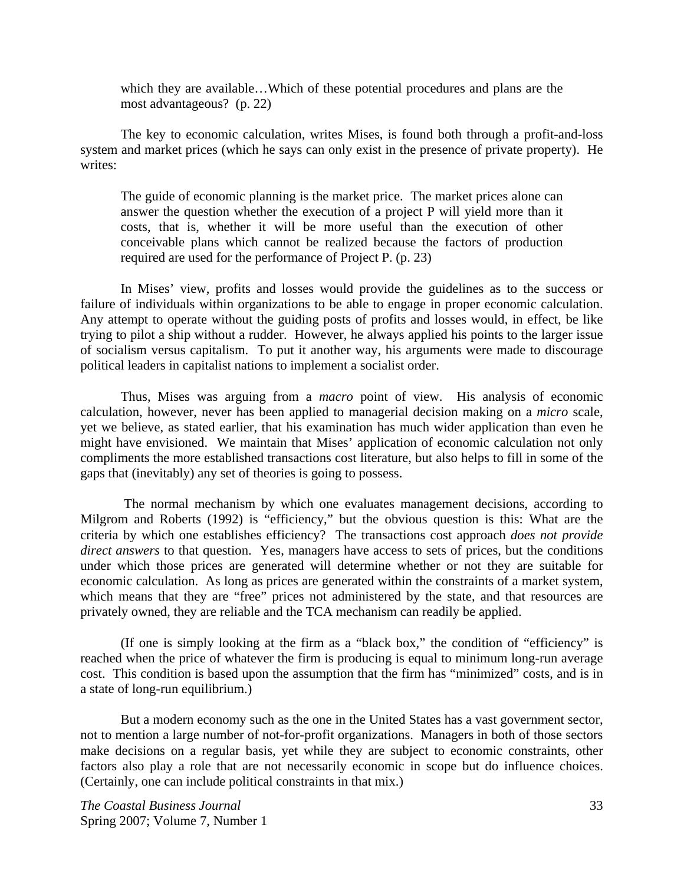> which they are available…Which of these potential procedures and plans are the most advantageous? (p. 22)

The key to economic calculation, writes Mises, is found both through a profit-and-loss system and market prices (which he says can only exist in the presence of private property). He writes:

> The guide of economic planning is the market price. The market prices alone can answer the question whether the execution of a project P will yield more than it costs, that is, whether it will be more useful than the execution of other conceivable plans which cannot be realized because the factors of production required are used for the performance of Project P. (p. 23)

In Mises' view, profits and losses would provide the guidelines as to the success or failure of individuals within organizations to be able to engage in proper economic calculation. Any attempt to operate without the guiding posts of profits and losses would, in effect, be like trying to pilot a ship without a rudder. However, he always applied his points to the larger issue of socialism versus capitalism. To put it another way, his arguments were made to discourage political leaders in capitalist nations to implement a socialist order.

Thus, Mises was arguing from a *macro* point of view. His analysis of economic calculation, however, never has been applied to managerial decision making on a *micro* scale, yet we believe, as stated earlier, that his examination has much wider application than even he might have envisioned. We maintain that Mises' application of economic calculation not only compliments the more established transactions cost literature, but also helps to fill in some of the gaps that (inevitably) any set of theories is going to possess.

The normal mechanism by which one evaluates management decisions, according to Milgrom and Roberts (1992) is "efficiency," but the obvious question is this: What are the criteria by which one establishes efficiency? The transactions cost approach *does not provide direct answers* to that question. Yes, managers have access to sets of prices, but the conditions under which those prices are generated will determine whether or not they are suitable for economic calculation. As long as prices are generated within the constraints of a market system, which means that they are "free" prices not administered by the state, and that resources are privately owned, they are reliable and the TCA mechanism can readily be applied.

(If one is simply looking at the firm as a "black box," the condition of "efficiency" is reached when the price of whatever the firm is producing is equal to minimum long-run average cost. This condition is based upon the assumption that the firm has "minimized" costs, and is in a state of long-run equilibrium.)

But a modern economy such as the one in the United States has a vast government sector, not to mention a large number of not-for-profit organizations. Managers in both of those sectors make decisions on a regular basis, yet while they are subject to economic constraints, other factors also play a role that are not necessarily economic in scope but do influence choices. (Certainly, one can include political constraints in that mix.)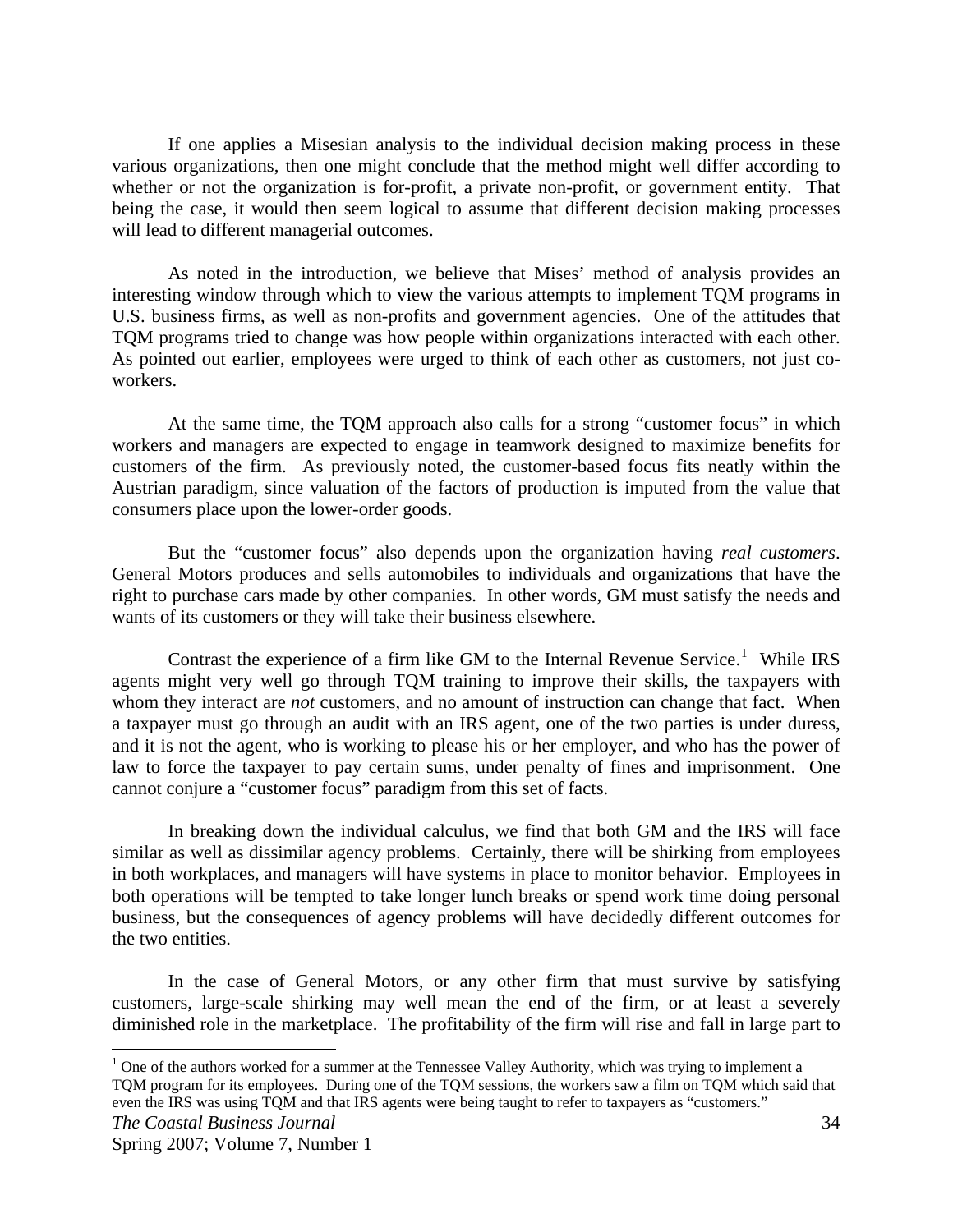If one applies a Misesian analysis to the individual decision making process in these various organizations, then one might conclude that the method might well differ according to whether or not the organization is for-profit, a private non-profit, or government entity. That being the case, it would then seem logical to assume that different decision making processes will lead to different managerial outcomes.

As noted in the introduction, we believe that Mises' method of analysis provides an interesting window through which to view the various attempts to implement TQM programs in U.S. business firms, as well as non-profits and government agencies. One of the attitudes that TQM programs tried to change was how people within organizations interacted with each other. As pointed out earlier, employees were urged to think of each other as customers, not just co-workers.

At the same time, the TQM approach also calls for a strong "customer focus" in which workers and managers are expected to engage in teamwork designed to maximize benefits for customers of the firm. As previously noted, the customer-based focus fits neatly within the Austrian paradigm, since valuation of the factors of production is imputed from the value that consumers place upon the lower-order goods.

But the "customer focus" also depends upon the organization having *real customers*. General Motors produces and sells automobiles to individuals and organizations that have the right to purchase cars made by other companies. In other words, GM must satisfy the needs and wants of its customers or they will take their business elsewhere.

Contrast the experience of a firm like GM to the Internal Revenue Service.[1] While IRS agents might very well go through TQM training to improve their skills, the taxpayers with whom they interact are *not* customers, and no amount of instruction can change that fact. When a taxpayer must go through an audit with an IRS agent, one of the two parties is under duress, and it is not the agent, who is working to please his or her employer, and who has the power of law to force the taxpayer to pay certain sums, under penalty of fines and imprisonment. One cannot conjure a "customer focus" paradigm from this set of facts.

In breaking down the individual calculus, we find that both GM and the IRS will face similar as well as dissimilar agency problems. Certainly, there will be shirking from employees in both workplaces, and managers will have systems in place to monitor behavior. Employees in both operations will be tempted to take longer lunch breaks or spend work time doing personal business, but the consequences of agency problems will have decidedly different outcomes for the two entities.

In the case of General Motors, or any other firm that must survive by satisfying customers, large-scale shirking may well mean the end of the firm, or at least a severely diminished role in the marketplace. The profitability of the firm will rise and fall in large part to

---

[1] One of the authors worked for a summer at the Tennessee Valley Authority, which was trying to implement a TQM program for its employees. During one of the TQM sessions, the workers saw a film on TQM which said that even the IRS was using TQM and that IRS agents were being taught to refer to taxpayers as "customers."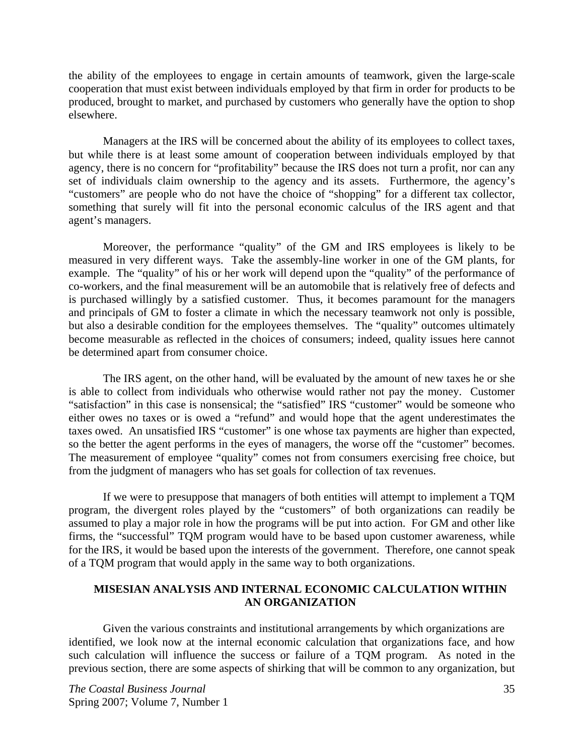the ability of the employees to engage in certain amounts of teamwork, given the large-scale cooperation that must exist between individuals employed by that firm in order for products to be produced, brought to market, and purchased by customers who generally have the option to shop elsewhere.

Managers at the IRS will be concerned about the ability of its employees to collect taxes, but while there is at least some amount of cooperation between individuals employed by that agency, there is no concern for "profitability" because the IRS does not turn a profit, nor can any set of individuals claim ownership to the agency and its assets. Furthermore, the agency's "customers" are people who do not have the choice of "shopping" for a different tax collector, something that surely will fit into the personal economic calculus of the IRS agent and that agent's managers.

Moreover, the performance "quality" of the GM and IRS employees is likely to be measured in very different ways. Take the assembly-line worker in one of the GM plants, for example. The "quality" of his or her work will depend upon the "quality" of the performance of co-workers, and the final measurement will be an automobile that is relatively free of defects and is purchased willingly by a satisfied customer. Thus, it becomes paramount for the managers and principals of GM to foster a climate in which the necessary teamwork not only is possible, but also a desirable condition for the employees themselves. The "quality" outcomes ultimately become measurable as reflected in the choices of consumers; indeed, quality issues here cannot be determined apart from consumer choice.

The IRS agent, on the other hand, will be evaluated by the amount of new taxes he or she is able to collect from individuals who otherwise would rather not pay the money. Customer "satisfaction" in this case is nonsensical; the "satisfied" IRS "customer" would be someone who either owes no taxes or is owed a "refund" and would hope that the agent underestimates the taxes owed. An unsatisfied IRS "customer" is one whose tax payments are higher than expected, so the better the agent performs in the eyes of managers, the worse off the "customer" becomes. The measurement of employee "quality" comes not from consumers exercising free choice, but from the judgment of managers who has set goals for collection of tax revenues.

If we were to presuppose that managers of both entities will attempt to implement a TQM program, the divergent roles played by the "customers" of both organizations can readily be assumed to play a major role in how the programs will be put into action. For GM and other like firms, the "successful" TQM program would have to be based upon customer awareness, while for the IRS, it would be based upon the interests of the government. Therefore, one cannot speak of a TQM program that would apply in the same way to both organizations.

## MISESIAN ANALYSIS AND INTERNAL ECONOMIC CALCULATION WITHIN AN ORGANIZATION

Given the various constraints and institutional arrangements by which organizations are identified, we look now at the internal economic calculation that organizations face, and how such calculation will influence the success or failure of a TQM program. As noted in the previous section, there are some aspects of shirking that will be common to any organization, but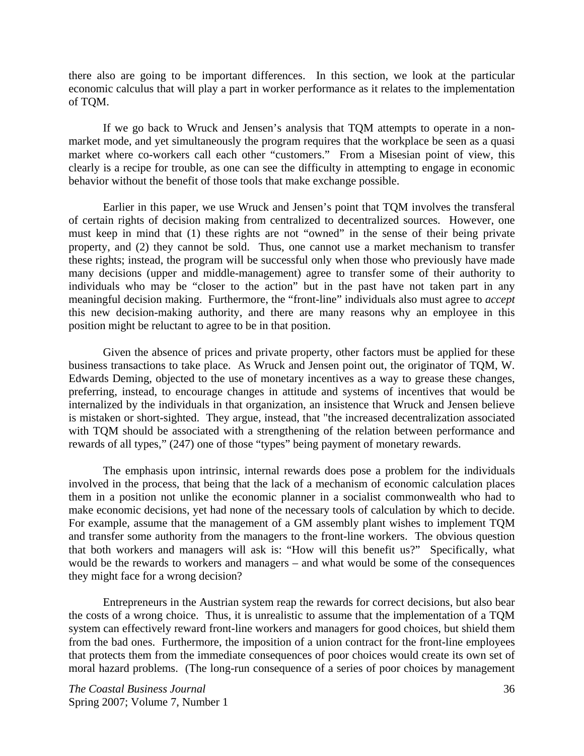there also are going to be important differences. In this section, we look at the particular economic calculus that will play a part in worker performance as it relates to the implementation of TQM.

If we go back to Wruck and Jensen's analysis that TQM attempts to operate in a non-market mode, and yet simultaneously the program requires that the workplace be seen as a quasi market where co-workers call each other "customers." From a Misesian point of view, this clearly is a recipe for trouble, as one can see the difficulty in attempting to engage in economic behavior without the benefit of those tools that make exchange possible.

Earlier in this paper, we use Wruck and Jensen's point that TQM involves the transferal of certain rights of decision making from centralized to decentralized sources. However, one must keep in mind that (1) these rights are not "owned" in the sense of their being private property, and (2) they cannot be sold. Thus, one cannot use a market mechanism to transfer these rights; instead, the program will be successful only when those who previously have made many decisions (upper and middle-management) agree to transfer some of their authority to individuals who may be "closer to the action" but in the past have not taken part in any meaningful decision making. Furthermore, the "front-line" individuals also must agree to *accept* this new decision-making authority, and there are many reasons why an employee in this position might be reluctant to agree to be in that position.

Given the absence of prices and private property, other factors must be applied for these business transactions to take place. As Wruck and Jensen point out, the originator of TQM, W. Edwards Deming, objected to the use of monetary incentives as a way to grease these changes, preferring, instead, to encourage changes in attitude and systems of incentives that would be internalized by the individuals in that organization, an insistence that Wruck and Jensen believe is mistaken or short-sighted. They argue, instead, that "the increased decentralization associated with TQM should be associated with a strengthening of the relation between performance and rewards of all types," (247) one of those "types" being payment of monetary rewards.

The emphasis upon intrinsic, internal rewards does pose a problem for the individuals involved in the process, that being that the lack of a mechanism of economic calculation places them in a position not unlike the economic planner in a socialist commonwealth who had to make economic decisions, yet had none of the necessary tools of calculation by which to decide. For example, assume that the management of a GM assembly plant wishes to implement TQM and transfer some authority from the managers to the front-line workers. The obvious question that both workers and managers will ask is: "How will this benefit us?" Specifically, what would be the rewards to workers and managers – and what would be some of the consequences they might face for a wrong decision?

Entrepreneurs in the Austrian system reap the rewards for correct decisions, but also bear the costs of a wrong choice. Thus, it is unrealistic to assume that the implementation of a TQM system can effectively reward front-line workers and managers for good choices, but shield them from the bad ones. Furthermore, the imposition of a union contract for the front-line employees that protects them from the immediate consequences of poor choices would create its own set of moral hazard problems. (The long-run consequence of a series of poor choices by management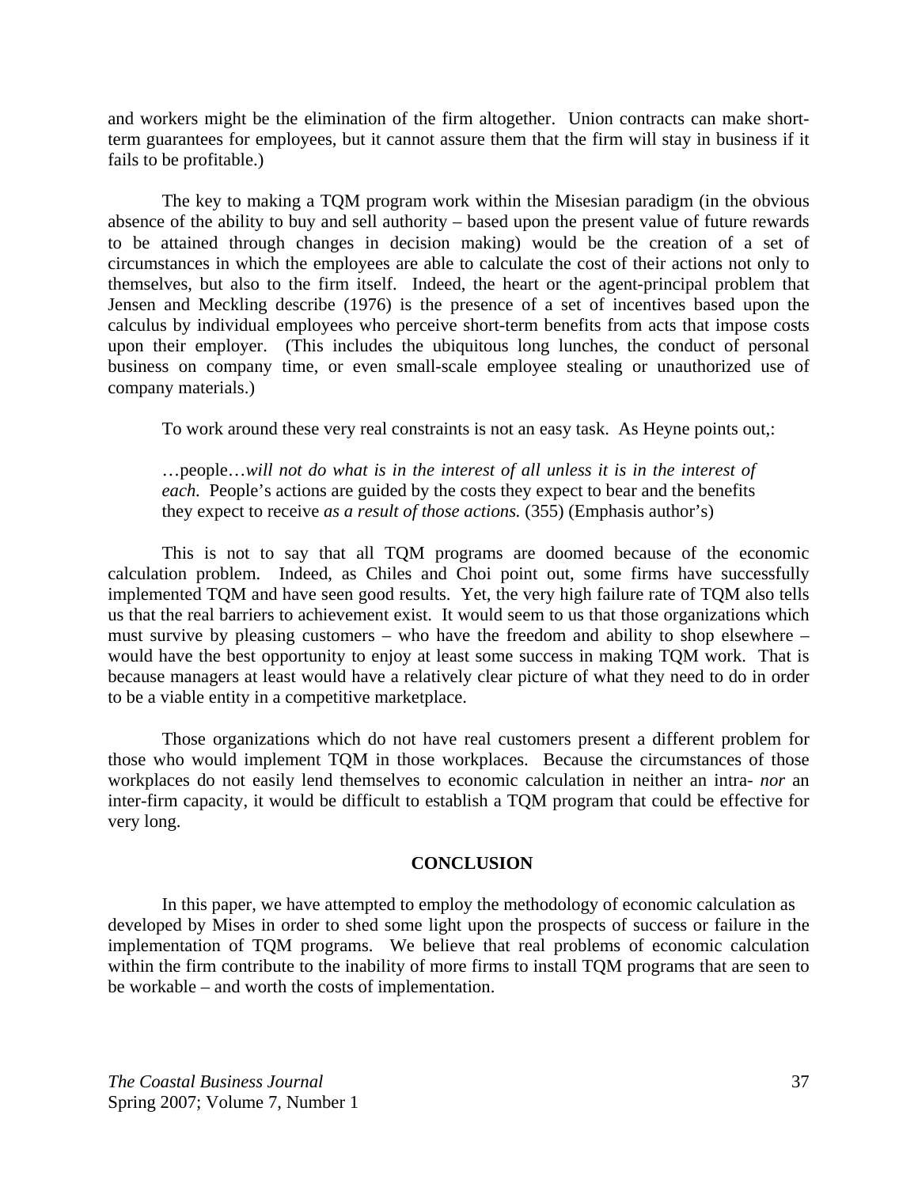and workers might be the elimination of the firm altogether. Union contracts can make short-term guarantees for employees, but it cannot assure them that the firm will stay in business if it fails to be profitable.)

The key to making a TQM program work within the Misesian paradigm (in the obvious absence of the ability to buy and sell authority – based upon the present value of future rewards to be attained through changes in decision making) would be the creation of a set of circumstances in which the employees are able to calculate the cost of their actions not only to themselves, but also to the firm itself. Indeed, the heart or the agent-principal problem that Jensen and Meckling describe (1976) is the presence of a set of incentives based upon the calculus by individual employees who perceive short-term benefits from acts that impose costs upon their employer. (This includes the ubiquitous long lunches, the conduct of personal business on company time, or even small-scale employee stealing or unauthorized use of company materials.)

To work around these very real constraints is not an easy task. As Heyne points out,:

> …people…*will not do what is in the interest of all unless it is in the interest of each.* People's actions are guided by the costs they expect to bear and the benefits they expect to receive *as a result of those actions.* (355) (Emphasis author's)

This is not to say that all TQM programs are doomed because of the economic calculation problem. Indeed, as Chiles and Choi point out, some firms have successfully implemented TQM and have seen good results. Yet, the very high failure rate of TQM also tells us that the real barriers to achievement exist. It would seem to us that those organizations which must survive by pleasing customers – who have the freedom and ability to shop elsewhere – would have the best opportunity to enjoy at least some success in making TQM work. That is because managers at least would have a relatively clear picture of what they need to do in order to be a viable entity in a competitive marketplace.

Those organizations which do not have real customers present a different problem for those who would implement TQM in those workplaces. Because the circumstances of those workplaces do not easily lend themselves to economic calculation in neither an intra- *nor* an inter-firm capacity, it would be difficult to establish a TQM program that could be effective for very long.

## CONCLUSION

In this paper, we have attempted to employ the methodology of economic calculation as developed by Mises in order to shed some light upon the prospects of success or failure in the implementation of TQM programs. We believe that real problems of economic calculation within the firm contribute to the inability of more firms to install TQM programs that are seen to be workable – and worth the costs of implementation.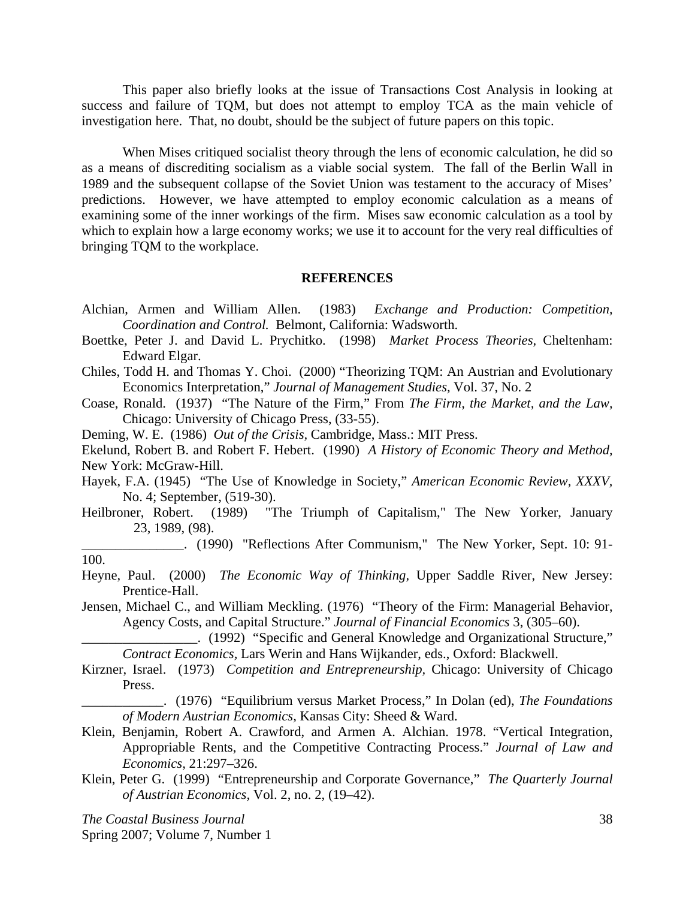This paper also briefly looks at the issue of Transactions Cost Analysis in looking at success and failure of TQM, but does not attempt to employ TCA as the main vehicle of investigation here. That, no doubt, should be the subject of future papers on this topic.

When Mises critiqued socialist theory through the lens of economic calculation, he did so as a means of discrediting socialism as a viable social system. The fall of the Berlin Wall in 1989 and the subsequent collapse of the Soviet Union was testament to the accuracy of Mises' predictions. However, we have attempted to employ economic calculation as a means of examining some of the inner workings of the firm. Mises saw economic calculation as a tool by which to explain how a large economy works; we use it to account for the very real difficulties of bringing TQM to the workplace.

## REFERENCES

Alchian, Armen and William Allen. (1983) *Exchange and Production: Competition, Coordination and Control.* Belmont, California: Wadsworth.

Boettke, Peter J. and David L. Prychitko. (1998) *Market Process Theories,* Cheltenham: Edward Elgar.

Chiles, Todd H. and Thomas Y. Choi. (2000) "Theorizing TQM: An Austrian and Evolutionary Economics Interpretation," *Journal of Management Studies,* Vol. 37, No. 2

Coase, Ronald. (1937) "The Nature of the Firm," From *The Firm, the Market, and the Law,* Chicago: University of Chicago Press, (33-55).

Deming, W. E. (1986) *Out of the Crisis,* Cambridge, Mass.: MIT Press.

Ekelund, Robert B. and Robert F. Hebert. (1990) *A History of Economic Theory and Method,* New York: McGraw-Hill.

Hayek, F.A. (1945) "The Use of Knowledge in Society," *American Economic Review, XXXV,* No. 4; September, (519-30).

Heilbroner, Robert. (1989) "The Triumph of Capitalism," The New Yorker, January 23, 1989, (98).

_______________. (1990) "Reflections After Communism," The New Yorker, Sept. 10: 91-100.

Heyne, Paul. (2000) *The Economic Way of Thinking,* Upper Saddle River, New Jersey: Prentice-Hall.

Jensen, Michael C., and William Meckling. (1976) "Theory of the Firm: Managerial Behavior, Agency Costs, and Capital Structure." *Journal of Financial Economics* 3, (305–60).

_________________. (1992) "Specific and General Knowledge and Organizational Structure," *Contract Economics,* Lars Werin and Hans Wijkander, eds., Oxford: Blackwell.

Kirzner, Israel. (1973) *Competition and Entrepreneurship,* Chicago: University of Chicago Press.

____________. (1976) "Equilibrium versus Market Process," In Dolan (ed), *The Foundations of Modern Austrian Economics,* Kansas City: Sheed & Ward.

Klein, Benjamin, Robert A. Crawford, and Armen A. Alchian. 1978. "Vertical Integration, Appropriable Rents, and the Competitive Contracting Process." *Journal of Law and Economics,* 21:297–326.

Klein, Peter G. (1999) "Entrepreneurship and Corporate Governance," *The Quarterly Journal of Austrian Economics,* Vol. 2, no. 2, (19–42).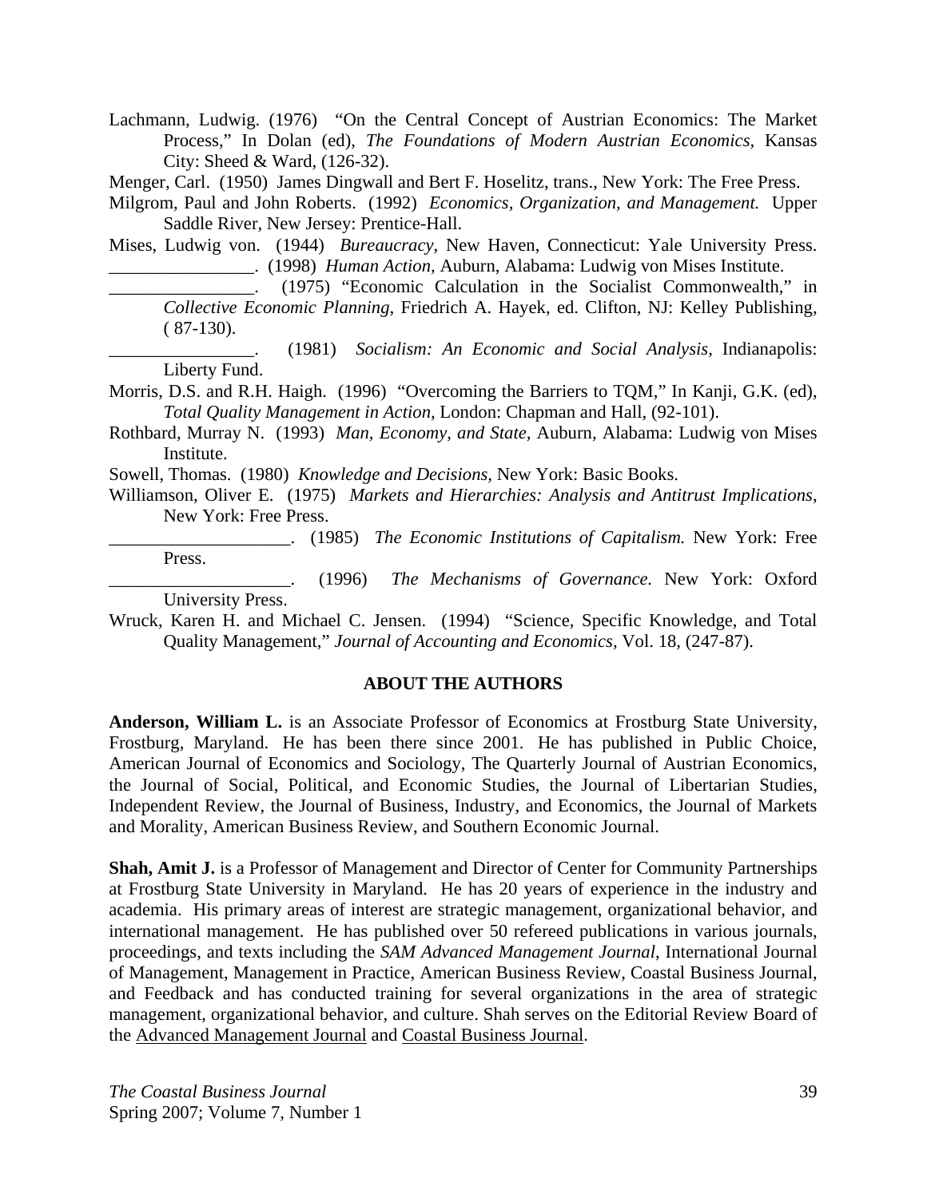Lachmann, Ludwig. (1976) "On the Central Concept of Austrian Economics: The Market Process," In Dolan (ed), *The Foundations of Modern Austrian Economics,* Kansas City: Sheed & Ward, (126-32).

Menger, Carl. (1950) James Dingwall and Bert F. Hoselitz, trans., New York: The Free Press.

Milgrom, Paul and John Roberts. (1992) *Economics, Organization, and Management.* Upper Saddle River, New Jersey: Prentice-Hall.

Mises, Ludwig von. (1944) *Bureaucracy*, New Haven, Connecticut: Yale University Press.

________________. (1998) *Human Action,* Auburn, Alabama: Ludwig von Mises Institute.

________________. (1975) "Economic Calculation in the Socialist Commonwealth," in *Collective Economic Planning,* Friedrich A. Hayek, ed. Clifton, NJ: Kelley Publishing, ( 87-130).

________________. (1981) *Socialism: An Economic and Social Analysis,* Indianapolis: Liberty Fund.

Morris, D.S. and R.H. Haigh. (1996) "Overcoming the Barriers to TQM," In Kanji, G.K. (ed), *Total Quality Management in Action,* London: Chapman and Hall, (92-101).

Rothbard, Murray N. (1993) *Man, Economy, and State,* Auburn, Alabama: Ludwig von Mises Institute.

Sowell, Thomas. (1980) *Knowledge and Decisions,* New York: Basic Books.

Williamson, Oliver E. (1975) *Markets and Hierarchies: Analysis and Antitrust Implications*, New York: Free Press.

____________________. (1985) *The Economic Institutions of Capitalism.* New York: Free Press.

____________________. (1996) *The Mechanisms of Governance.* New York: Oxford University Press.

Wruck, Karen H. and Michael C. Jensen. (1994) "Science, Specific Knowledge, and Total Quality Management," *Journal of Accounting and Economics,* Vol. 18, (247-87).

## ABOUT THE AUTHORS

**Anderson, William L.** is an Associate Professor of Economics at Frostburg State University, Frostburg, Maryland. He has been there since 2001. He has published in Public Choice, American Journal of Economics and Sociology, The Quarterly Journal of Austrian Economics, the Journal of Social, Political, and Economic Studies, the Journal of Libertarian Studies, Independent Review, the Journal of Business, Industry, and Economics, the Journal of Markets and Morality, American Business Review, and Southern Economic Journal.

**Shah, Amit J.** is a Professor of Management and Director of Center for Community Partnerships at Frostburg State University in Maryland. He has 20 years of experience in the industry and academia. His primary areas of interest are strategic management, organizational behavior, and international management. He has published over 50 refereed publications in various journals, proceedings, and texts including the *SAM Advanced Management Journal*, International Journal of Management, Management in Practice, American Business Review, Coastal Business Journal, and Feedback and has conducted training for several organizations in the area of strategic management, organizational behavior, and culture. Shah serves on the Editorial Review Board of the Advanced Management Journal and Coastal Business Journal.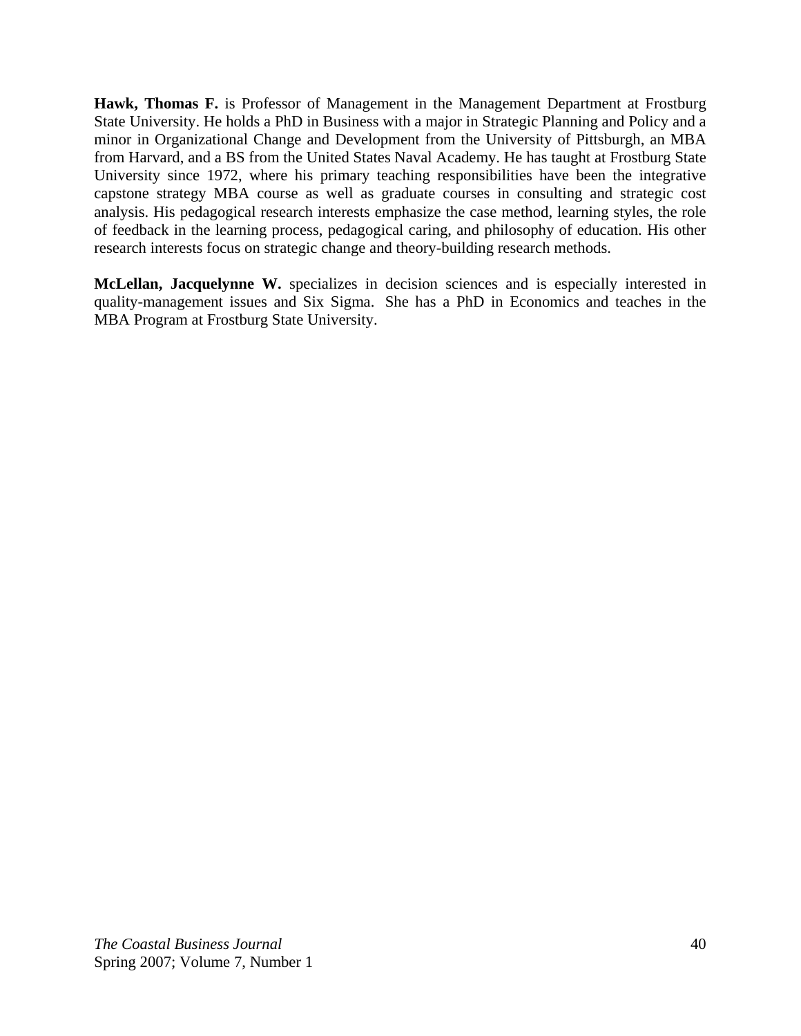**Hawk, Thomas F.** is Professor of Management in the Management Department at Frostburg State University. He holds a PhD in Business with a major in Strategic Planning and Policy and a minor in Organizational Change and Development from the University of Pittsburgh, an MBA from Harvard, and a BS from the United States Naval Academy. He has taught at Frostburg State University since 1972, where his primary teaching responsibilities have been the integrative capstone strategy MBA course as well as graduate courses in consulting and strategic cost analysis. His pedagogical research interests emphasize the case method, learning styles, the role of feedback in the learning process, pedagogical caring, and philosophy of education. His other research interests focus on strategic change and theory-building research methods.

**McLellan, Jacquelynne W.** specializes in decision sciences and is especially interested in quality-management issues and Six Sigma. She has a PhD in Economics and teaches in the MBA Program at Frostburg State University.